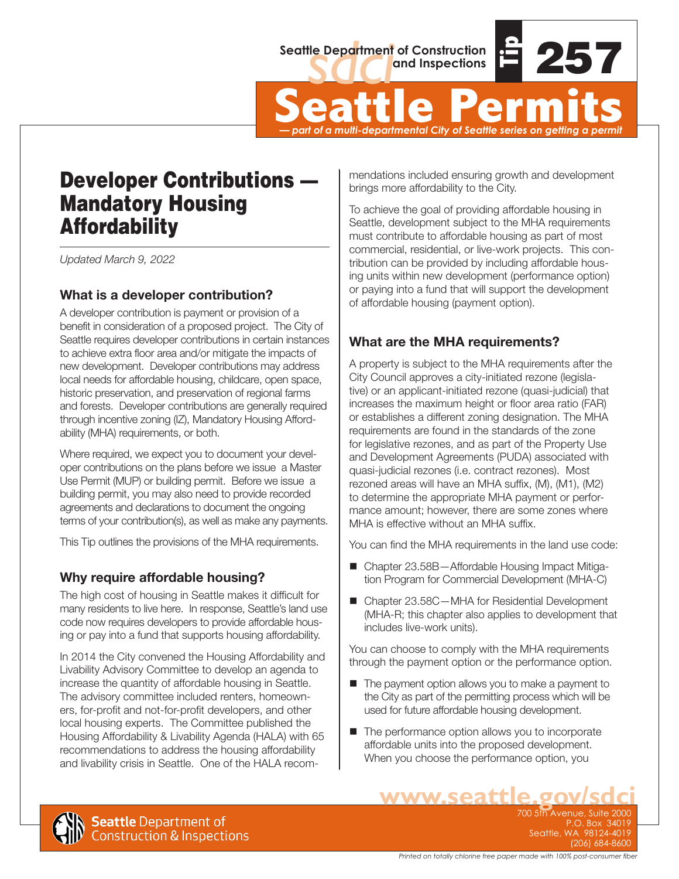Seattle Department of Construction and Inspections

Tip 257

# Seattle Permits

*— part of a multi-departmental City of Seattle series on getting a permit*

# Developer Contributions — Mandatory Housing Affordability

*Updated March 9, 2022*

## What is a developer contribution?

A developer contribution is payment or provision of a benefit in consideration of a proposed project. The City of Seattle requires developer contributions in certain instances to achieve extra floor area and/or mitigate the impacts of new development. Developer contributions may address local needs for affordable housing, childcare, open space, historic preservation, and preservation of regional farms and forests. Developer contributions are generally required through incentive zoning (IZ), Mandatory Housing Affordability (MHA) requirements, or both.

Where required, we expect you to document your developer contributions on the plans before we issue a Master Use Permit (MUP) or building permit. Before we issue a building permit, you may also need to provide recorded agreements and declarations to document the ongoing terms of your contribution(s), as well as make any payments.

This Tip outlines the provisions of the MHA requirements.

## Why require affordable housing?

The high cost of housing in Seattle makes it difficult for many residents to live here. In response, Seattle's land use code now requires developers to provide affordable housing or pay into a fund that supports housing affordability.

In 2014 the City convened the Housing Affordability and Livability Advisory Committee to develop an agenda to increase the quantity of affordable housing in Seattle. The advisory committee included renters, homeowners, for-profit and not-for-profit developers, and other local housing experts. The Committee published the Housing Affordability & Livability Agenda (HALA) with 65 recommendations to address the housing affordability and livability crisis in Seattle. One of the HALA recommendations included ensuring growth and development brings more affordability to the City.

To achieve the goal of providing affordable housing in Seattle, development subject to the MHA requirements must contribute to affordable housing as part of most commercial, residential, or live-work projects. This contribution can be provided by including affordable housing units within new development (performance option) or paying into a fund that will support the development of affordable housing (payment option).

## What are the MHA requirements?

A property is subject to the MHA requirements after the City Council approves a city-initiated rezone (legislative) or an applicant-initiated rezone (quasi-judicial) that increases the maximum height or floor area ratio (FAR) or establishes a different zoning designation. The MHA requirements are found in the standards of the zone for legislative rezones, and as part of the Property Use and Development Agreements (PUDA) associated with quasi-judicial rezones (i.e. contract rezones). Most rezoned areas will have an MHA suffix, (M), (M1), (M2) to determine the appropriate MHA payment or performance amount; however, there are some zones where MHA is effective without an MHA suffix.

You can find the MHA requirements in the land use code:

- Chapter 23.58B—Affordable Housing Impact Mitigation Program for Commercial Development (MHA-C)
- Chapter 23.58C—MHA for Residential Development (MHA-R; this chapter also applies to development that includes live-work units).

You can choose to comply with the MHA requirements through the payment option or the performance option.

- The payment option allows you to make a payment to the City as part of the permitting process which will be used for future affordable housing development.
- The performance option allows you to incorporate affordable units into the proposed development. When you choose the performance option, you

www.seattle.gov/sdci

Seattle Department of Construction & Inspections

700 5th Avenue, Suite 2000
P.O. Box 34019
Seattle, WA 98124-4019
(206) 684-8600

*Printed on totally chlorine free paper made with 100% post-consumer fiber*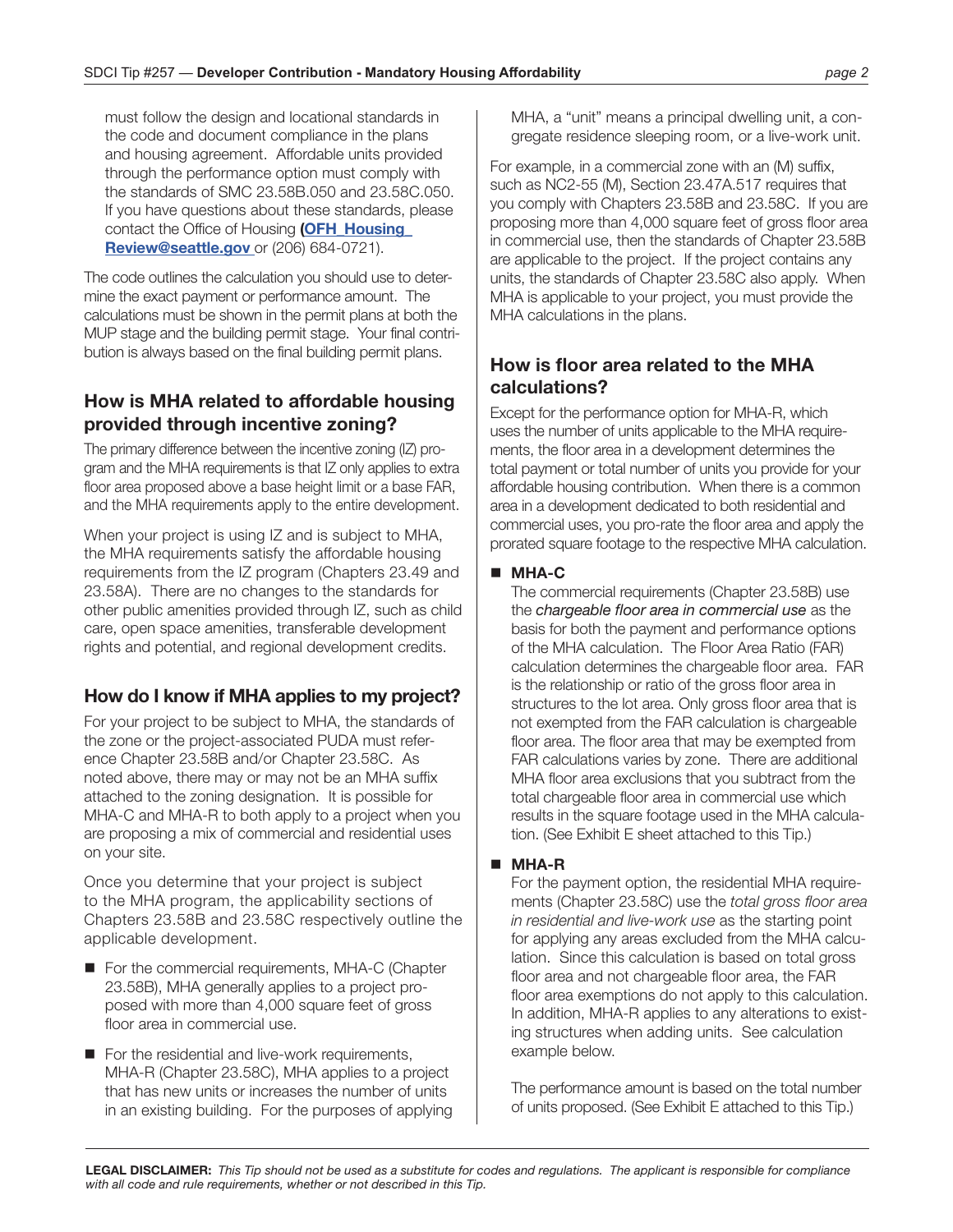must follow the design and locational standards in the code and document compliance in the plans and housing agreement. Affordable units provided through the performance option must comply with the standards of SMC 23.58B.050 and 23.58C.050. If you have questions about these standards, please contact the Office of Housing **(OFH_Housing_Review@seattle.gov** or (206) 684-0721).

The code outlines the calculation you should use to determine the exact payment or performance amount. The calculations must be shown in the permit plans at both the MUP stage and the building permit stage. Your final contribution is always based on the final building permit plans.

## How is MHA related to affordable housing provided through incentive zoning?

The primary difference between the incentive zoning (IZ) program and the MHA requirements is that IZ only applies to extra floor area proposed above a base height limit or a base FAR, and the MHA requirements apply to the entire development.

When your project is using IZ and is subject to MHA, the MHA requirements satisfy the affordable housing requirements from the IZ program (Chapters 23.49 and 23.58A). There are no changes to the standards for other public amenities provided through IZ, such as child care, open space amenities, transferable development rights and potential, and regional development credits.

## How do I know if MHA applies to my project?

For your project to be subject to MHA, the standards of the zone or the project-associated PUDA must reference Chapter 23.58B and/or Chapter 23.58C. As noted above, there may or may not be an MHA suffix attached to the zoning designation. It is possible for MHA-C and MHA-R to both apply to a project when you are proposing a mix of commercial and residential uses on your site.

Once you determine that your project is subject to the MHA program, the applicability sections of Chapters 23.58B and 23.58C respectively outline the applicable development.

- For the commercial requirements, MHA-C (Chapter 23.58B), MHA generally applies to a project proposed with more than 4,000 square feet of gross floor area in commercial use.
- For the residential and live-work requirements, MHA-R (Chapter 23.58C), MHA applies to a project that has new units or increases the number of units in an existing building. For the purposes of applying MHA, a "unit" means a principal dwelling unit, a congregate residence sleeping room, or a live-work unit.

For example, in a commercial zone with an (M) suffix, such as NC2-55 (M), Section 23.47A.517 requires that you comply with Chapters 23.58B and 23.58C. If you are proposing more than 4,000 square feet of gross floor area in commercial use, then the standards of Chapter 23.58B are applicable to the project. If the project contains any units, the standards of Chapter 23.58C also apply. When MHA is applicable to your project, you must provide the MHA calculations in the plans.

## How is floor area related to the MHA calculations?

Except for the performance option for MHA-R, which uses the number of units applicable to the MHA requirements, the floor area in a development determines the total payment or total number of units you provide for your affordable housing contribution. When there is a common area in a development dedicated to both residential and commercial uses, you pro-rate the floor area and apply the prorated square footage to the respective MHA calculation.

- **MHA-C**

  The commercial requirements (Chapter 23.58B) use the *chargeable floor area in commercial use* as the basis for both the payment and performance options of the MHA calculation. The Floor Area Ratio (FAR) calculation determines the chargeable floor area. FAR is the relationship or ratio of the gross floor area in structures to the lot area. Only gross floor area that is not exempted from the FAR calculation is chargeable floor area. The floor area that may be exempted from FAR calculations varies by zone. There are additional MHA floor area exclusions that you subtract from the total chargeable floor area in commercial use which results in the square footage used in the MHA calculation. (See Exhibit E sheet attached to this Tip.)

- **MHA-R**

  For the payment option, the residential MHA requirements (Chapter 23.58C) use the *total gross floor area in residential and live-work use* as the starting point for applying any areas excluded from the MHA calculation. Since this calculation is based on total gross floor area and not chargeable floor area, the FAR floor area exemptions do not apply to this calculation. In addition, MHA-R applies to any alterations to existing structures when adding units. See calculation example below.

  The performance amount is based on the total number of units proposed. (See Exhibit E attached to this Tip.)

**LEGAL DISCLAIMER:** *This Tip should not be used as a substitute for codes and regulations. The applicant is responsible for compliance with all code and rule requirements, whether or not described in this Tip.*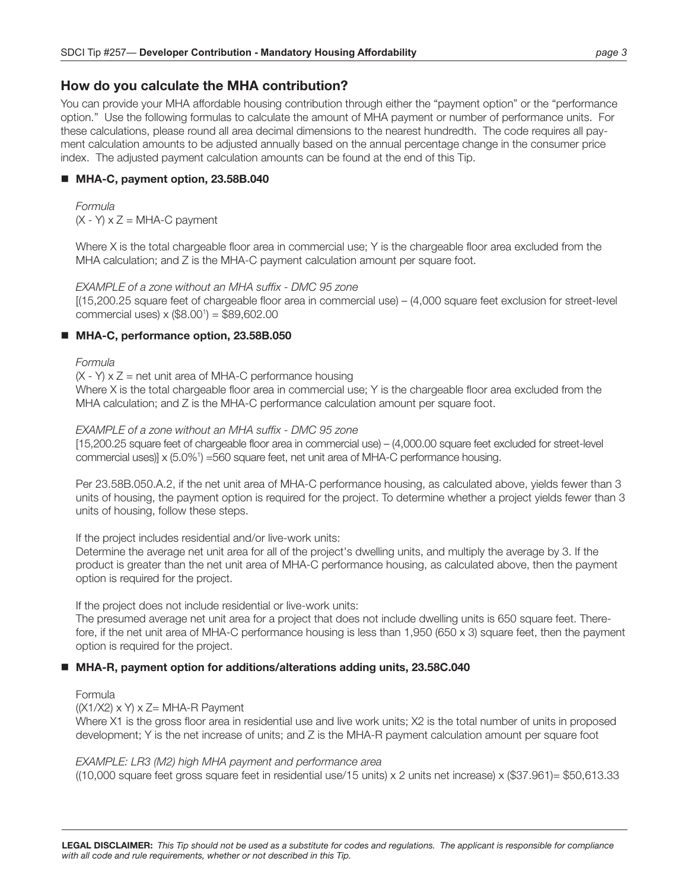## How do you calculate the MHA contribution?

You can provide your MHA affordable housing contribution through either the "payment option" or the "performance option." Use the following formulas to calculate the amount of MHA payment or number of performance units. For these calculations, please round all area decimal dimensions to the nearest hundredth. The code requires all payment calculation amounts to be adjusted annually based on the annual percentage change in the consumer price index. The adjusted payment calculation amounts can be found at the end of this Tip.

### ■ MHA-C, payment option, 23.58B.040

*Formula*

(X - Y) x Z = MHA-C payment

Where X is the total chargeable floor area in commercial use; Y is the chargeable floor area excluded from the MHA calculation; and Z is the MHA-C payment calculation amount per square foot.

*EXAMPLE of a zone without an MHA suffix - DMC 95 zone*

[(15,200.25 square feet of chargeable floor area in commercial use) – (4,000 square feet exclusion for street-level commercial uses) x ($8.00[1]) = $89,602.00

### ■ MHA-C, performance option, 23.58B.050

*Formula*

(X - Y) x Z = net unit area of MHA-C performance housing

Where X is the total chargeable floor area in commercial use; Y is the chargeable floor area excluded from the MHA calculation; and Z is the MHA-C performance calculation amount per square foot.

*EXAMPLE of a zone without an MHA suffix - DMC 95 zone*

[15,200.25 square feet of chargeable floor area in commercial use) – (4,000.00 square feet excluded for street-level commercial uses)] x (5.0%[1]) =560 square feet, net unit area of MHA-C performance housing.

Per 23.58B.050.A.2, if the net unit area of MHA-C performance housing, as calculated above, yields fewer than 3 units of housing, the payment option is required for the project. To determine whether a project yields fewer than 3 units of housing, follow these steps.

If the project includes residential and/or live-work units:

Determine the average net unit area for all of the project's dwelling units, and multiply the average by 3. If the product is greater than the net unit area of MHA-C performance housing, as calculated above, then the payment option is required for the project.

If the project does not include residential or live-work units:

The presumed average net unit area for a project that does not include dwelling units is 650 square feet. Therefore, if the net unit area of MHA-C performance housing is less than 1,950 (650 x 3) square feet, then the payment option is required for the project.

### ■ MHA-R, payment option for additions/alterations adding units, 23.58C.040

Formula

((X1/X2) x Y) x Z= MHA-R Payment

Where X1 is the gross floor area in residential use and live work units; X2 is the total number of units in proposed development; Y is the net increase of units; and Z is the MHA-R payment calculation amount per square foot

*EXAMPLE: LR3 (M2) high MHA payment and performance area*

((10,000 square feet gross square feet in residential use/15 units) x 2 units net increase) x ($37.961)= $50,613.33

**LEGAL DISCLAIMER:** *This Tip should not be used as a substitute for codes and regulations. The applicant is responsible for compliance with all code and rule requirements, whether or not described in this Tip.*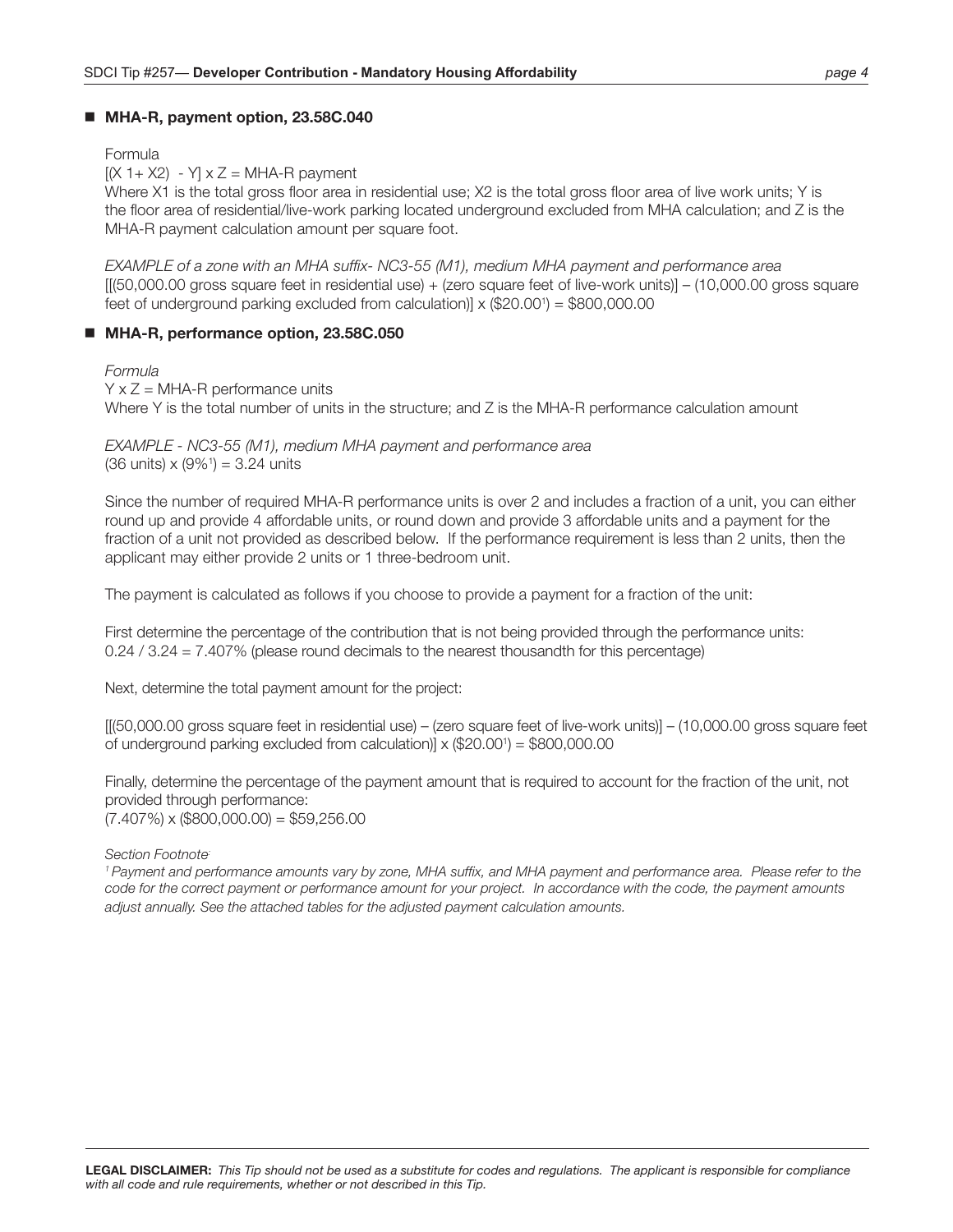## MHA-R, payment option, 23.58C.040

Formula

$[(X1 + X2) - Y] \times Z =$ MHA-R payment

Where X1 is the total gross floor area in residential use; X2 is the total gross floor area of live work units; Y is the floor area of residential/live-work parking located underground excluded from MHA calculation; and Z is the MHA-R payment calculation amount per square foot.

*EXAMPLE of a zone with an MHA suffix- NC3-55 (M1), medium MHA payment and performance area*

[[(50,000.00 gross square feet in residential use) + (zero square feet of live-work units)] – (10,000.00 gross square feet of underground parking excluded from calculation)] x ($20.00[1]) = $800,000.00

## MHA-R, performance option, 23.58C.050

*Formula*

$Y \times Z =$ MHA-R performance units

Where Y is the total number of units in the structure; and Z is the MHA-R performance calculation amount

*EXAMPLE - NC3-55 (M1), medium MHA payment and performance area*

(36 units) x (9%[1]) = 3.24 units

Since the number of required MHA-R performance units is over 2 and includes a fraction of a unit, you can either round up and provide 4 affordable units, or round down and provide 3 affordable units and a payment for the fraction of a unit not provided as described below. If the performance requirement is less than 2 units, then the applicant may either provide 2 units or 1 three-bedroom unit.

The payment is calculated as follows if you choose to provide a payment for a fraction of the unit:

First determine the percentage of the contribution that is not being provided through the performance units: 0.24 / 3.24 = 7.407% (please round decimals to the nearest thousandth for this percentage)

Next, determine the total payment amount for the project:

[[(50,000.00 gross square feet in residential use) – (zero square feet of live-work units)] – (10,000.00 gross square feet of underground parking excluded from calculation)] x ($20.00[1]) = $800,000.00

Finally, determine the percentage of the payment amount that is required to account for the fraction of the unit, not provided through performance:

(7.407%) x ($800,000.00) = $59,256.00

*Section Footnote:*

*[1] Payment and performance amounts vary by zone, MHA suffix, and MHA payment and performance area. Please refer to the code for the correct payment or performance amount for your project. In accordance with the code, the payment amounts adjust annually. See the attached tables for the adjusted payment calculation amounts.*

**LEGAL DISCLAIMER:** *This Tip should not be used as a substitute for codes and regulations. The applicant is responsible for compliance with all code and rule requirements, whether or not described in this Tip.*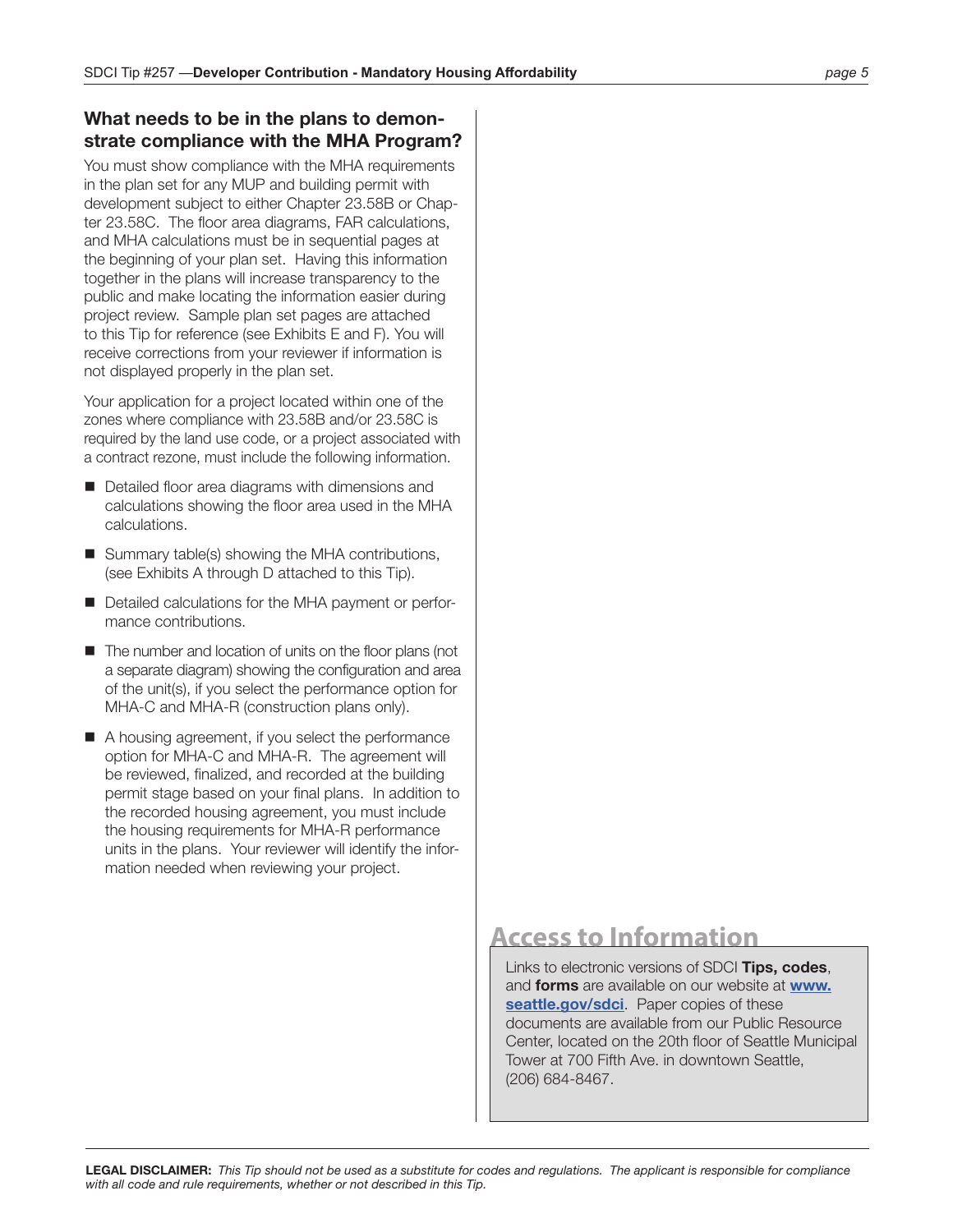## What needs to be in the plans to demonstrate compliance with the MHA Program?

You must show compliance with the MHA requirements in the plan set for any MUP and building permit with development subject to either Chapter 23.58B or Chapter 23.58C. The floor area diagrams, FAR calculations, and MHA calculations must be in sequential pages at the beginning of your plan set. Having this information together in the plans will increase transparency to the public and make locating the information easier during project review. Sample plan set pages are attached to this Tip for reference (see Exhibits E and F). You will receive corrections from your reviewer if information is not displayed properly in the plan set.

Your application for a project located within one of the zones where compliance with 23.58B and/or 23.58C is required by the land use code, or a project associated with a contract rezone, must include the following information.

- Detailed floor area diagrams with dimensions and calculations showing the floor area used in the MHA calculations.
- Summary table(s) showing the MHA contributions, (see Exhibits A through D attached to this Tip).
- Detailed calculations for the MHA payment or performance contributions.
- The number and location of units on the floor plans (not a separate diagram) showing the configuration and area of the unit(s), if you select the performance option for MHA-C and MHA-R (construction plans only).
- A housing agreement, if you select the performance option for MHA-C and MHA-R. The agreement will be reviewed, finalized, and recorded at the building permit stage based on your final plans. In addition to the recorded housing agreement, you must include the housing requirements for MHA-R performance units in the plans. Your reviewer will identify the information needed when reviewing your project.

## Access to Information

Links to electronic versions of SDCI **Tips, codes**, and **forms** are available on our website at **www.seattle.gov/sdci**. Paper copies of these documents are available from our Public Resource Center, located on the 20th floor of Seattle Municipal Tower at 700 Fifth Ave. in downtown Seattle, (206) 684-8467.

**LEGAL DISCLAIMER:** *This Tip should not be used as a substitute for codes and regulations. The applicant is responsible for compliance with all code and rule requirements, whether or not described in this Tip.*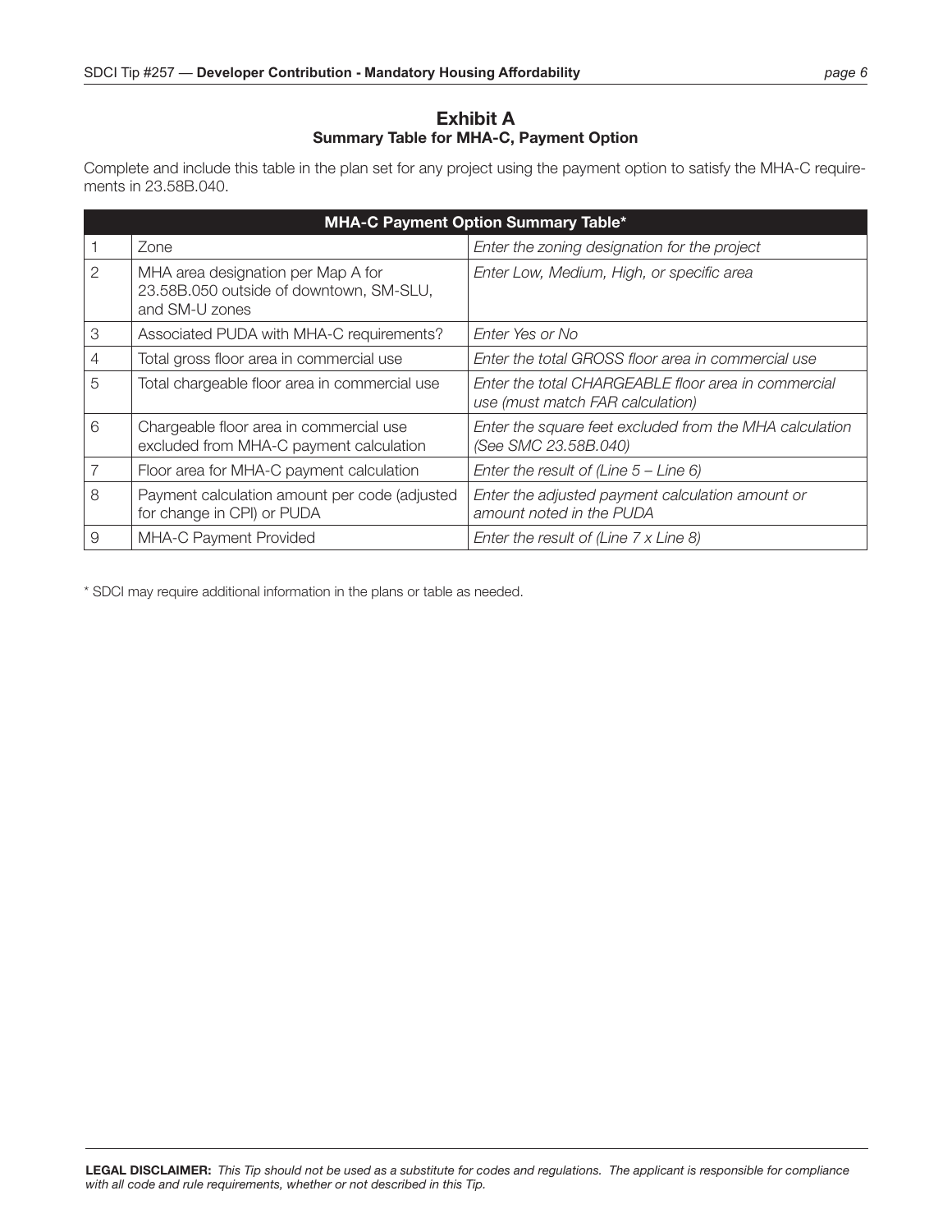## Exhibit A

### Summary Table for MHA-C, Payment Option

Complete and include this table in the plan set for any project using the payment option to satisfy the MHA-C requirements in 23.58B.040.

| MHA-C Payment Option Summary Table* | | |
|---|---|---|
| 1 | Zone | *Enter the zoning designation for the project* |
| 2 | MHA area designation per Map A for 23.58B.050 outside of downtown, SM-SLU, and SM-U zones | *Enter Low, Medium, High, or specific area* |
| 3 | Associated PUDA with MHA-C requirements? | *Enter Yes or No* |
| 4 | Total gross floor area in commercial use | *Enter the total GROSS floor area in commercial use* |
| 5 | Total chargeable floor area in commercial use | *Enter the total CHARGEABLE floor area in commercial use (must match FAR calculation)* |
| 6 | Chargeable floor area in commercial use excluded from MHA-C payment calculation | *Enter the square feet excluded from the MHA calculation (See SMC 23.58B.040)* |
| 7 | Floor area for MHA-C payment calculation | *Enter the result of (Line 5 – Line 6)* |
| 8 | Payment calculation amount per code (adjusted for change in CPI) or PUDA | *Enter the adjusted payment calculation amount or amount noted in the PUDA* |
| 9 | MHA-C Payment Provided | *Enter the result of (Line 7 x Line 8)* |

\* SDCI may require additional information in the plans or table as needed.

**LEGAL DISCLAIMER:** *This Tip should not be used as a substitute for codes and regulations. The applicant is responsible for compliance with all code and rule requirements, whether or not described in this Tip.*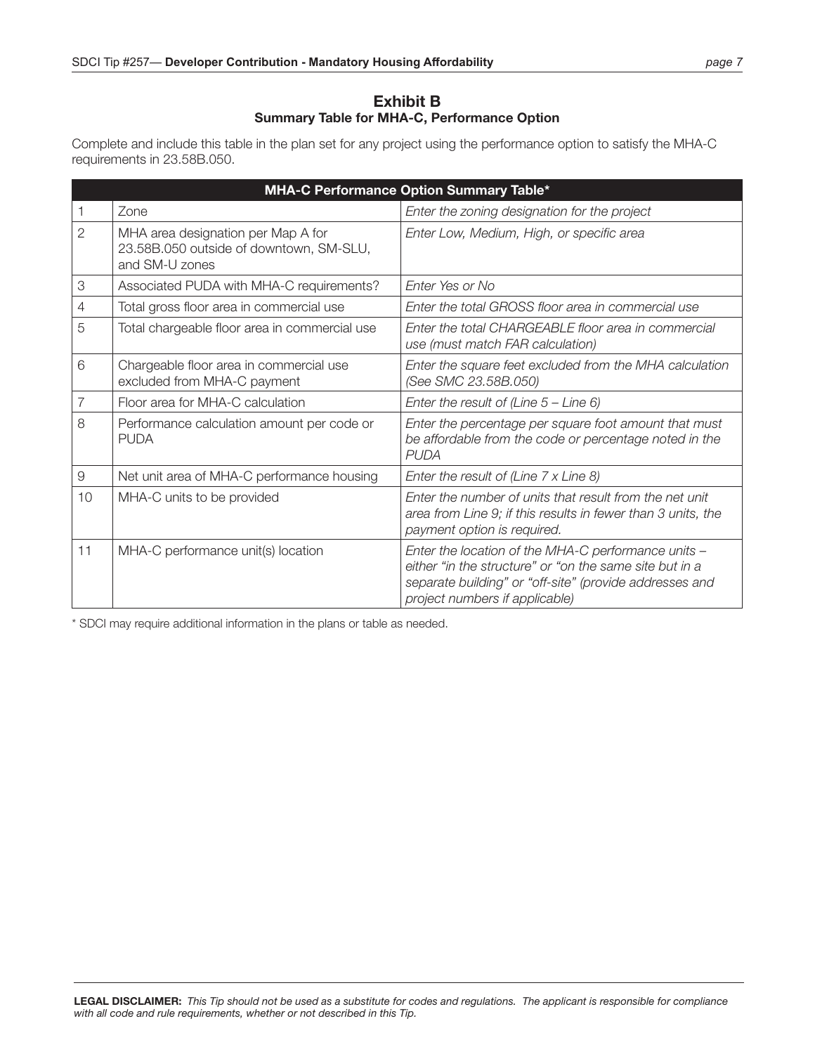## Exhibit B
### Summary Table for MHA-C, Performance Option

Complete and include this table in the plan set for any project using the performance option to satisfy the MHA-C requirements in 23.58B.050.

| MHA-C Performance Option Summary Table* | | |
|---|---|---|
| 1 | Zone | *Enter the zoning designation for the project* |
| 2 | MHA area designation per Map A for 23.58B.050 outside of downtown, SM-SLU, and SM-U zones | *Enter Low, Medium, High, or specific area* |
| 3 | Associated PUDA with MHA-C requirements? | *Enter Yes or No* |
| 4 | Total gross floor area in commercial use | *Enter the total GROSS floor area in commercial use* |
| 5 | Total chargeable floor area in commercial use | *Enter the total CHARGEABLE floor area in commercial use (must match FAR calculation)* |
| 6 | Chargeable floor area in commercial use excluded from MHA-C payment | *Enter the square feet excluded from the MHA calculation (See SMC 23.58B.050)* |
| 7 | Floor area for MHA-C calculation | *Enter the result of (Line 5 – Line 6)* |
| 8 | Performance calculation amount per code or PUDA | *Enter the percentage per square foot amount that must be affordable from the code or percentage noted in the PUDA* |
| 9 | Net unit area of MHA-C performance housing | *Enter the result of (Line 7 x Line 8)* |
| 10 | MHA-C units to be provided | *Enter the number of units that result from the net unit area from Line 9; if this results in fewer than 3 units, the payment option is required.* |
| 11 | MHA-C performance unit(s) location | *Enter the location of the MHA-C performance units – either "in the structure" or "on the same site but in a separate building" or "off-site" (provide addresses and project numbers if applicable)* |

\* SDCI may require additional information in the plans or table as needed.

**LEGAL DISCLAIMER:** *This Tip should not be used as a substitute for codes and regulations. The applicant is responsible for compliance with all code and rule requirements, whether or not described in this Tip.*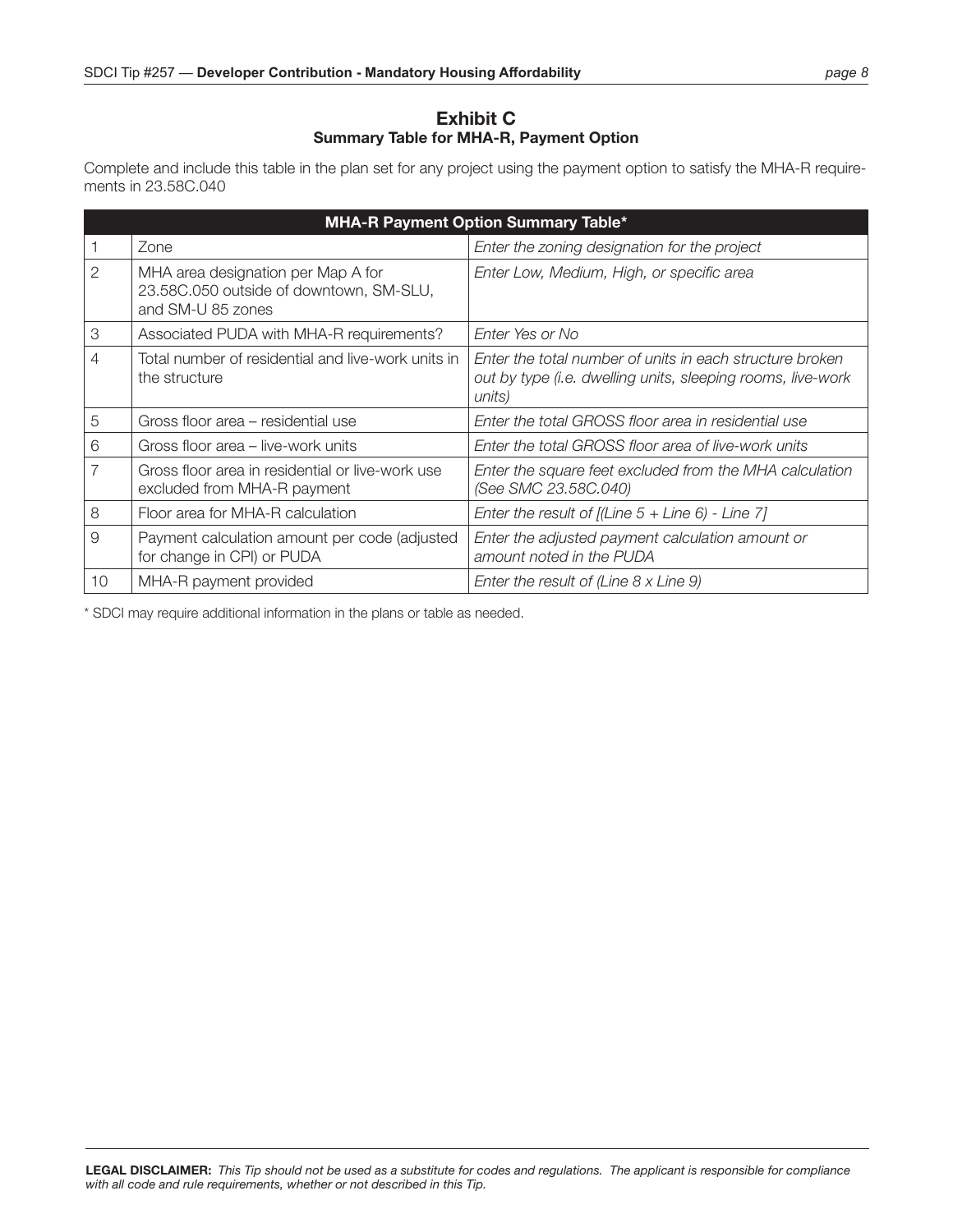## Exhibit C

### Summary Table for MHA-R, Payment Option

Complete and include this table in the plan set for any project using the payment option to satisfy the MHA-R requirements in 23.58C.040

| **MHA-R Payment Option Summary Table*** | | |
|---|---|---|
| 1 | Zone | *Enter the zoning designation for the project* |
| 2 | MHA area designation per Map A for 23.58C.050 outside of downtown, SM-SLU, and SM-U 85 zones | *Enter Low, Medium, High, or specific area* |
| 3 | Associated PUDA with MHA-R requirements? | *Enter Yes or No* |
| 4 | Total number of residential and live-work units in the structure | *Enter the total number of units in each structure broken out by type (i.e. dwelling units, sleeping rooms, live-work units)* |
| 5 | Gross floor area – residential use | *Enter the total GROSS floor area in residential use* |
| 6 | Gross floor area – live-work units | *Enter the total GROSS floor area of live-work units* |
| 7 | Gross floor area in residential or live-work use excluded from MHA-R payment | *Enter the square feet excluded from the MHA calculation (See SMC 23.58C.040)* |
| 8 | Floor area for MHA-R calculation | *Enter the result of [(Line 5 + Line 6) - Line 7]* |
| 9 | Payment calculation amount per code (adjusted for change in CPI) or PUDA | *Enter the adjusted payment calculation amount or amount noted in the PUDA* |
| 10 | MHA-R payment provided | *Enter the result of (Line 8 x Line 9)* |

* SDCI may require additional information in the plans or table as needed.

**LEGAL DISCLAIMER:** *This Tip should not be used as a substitute for codes and regulations. The applicant is responsible for compliance with all code and rule requirements, whether or not described in this Tip.*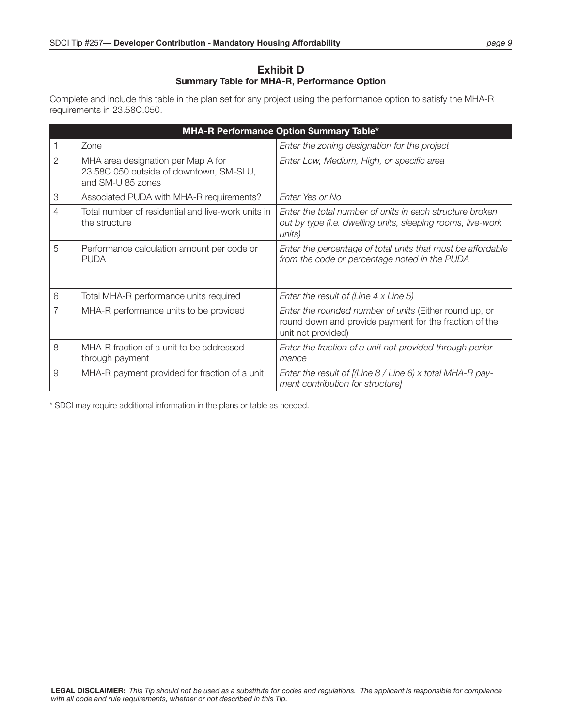## Exhibit D
### Summary Table for MHA-R, Performance Option

Complete and include this table in the plan set for any project using the performance option to satisfy the MHA-R requirements in 23.58C.050.

| MHA-R Performance Option Summary Table* | | |
|---|---|---|
| 1 | Zone | *Enter the zoning designation for the project* |
| 2 | MHA area designation per Map A for 23.58C.050 outside of downtown, SM-SLU, and SM-U 85 zones | *Enter Low, Medium, High, or specific area* |
| 3 | Associated PUDA with MHA-R requirements? | *Enter Yes or No* |
| 4 | Total number of residential and live-work units in the structure | *Enter the total number of units in each structure broken out by type (i.e. dwelling units, sleeping rooms, live-work units)* |
| 5 | Performance calculation amount per code or PUDA | *Enter the percentage of total units that must be affordable from the code or percentage noted in the PUDA* |
| 6 | Total MHA-R performance units required | *Enter the result of (Line 4 x Line 5)* |
| 7 | MHA-R performance units to be provided | *Enter the rounded number of units* (Either round up, or round down and provide payment for the fraction of the unit not provided) |
| 8 | MHA-R fraction of a unit to be addressed through payment | *Enter the fraction of a unit not provided through performance* |
| 9 | MHA-R payment provided for fraction of a unit | *Enter the result of [(Line 8 / Line 6) x total MHA-R payment contribution for structure]* |

\* SDCI may require additional information in the plans or table as needed.

**LEGAL DISCLAIMER:** *This Tip should not be used as a substitute for codes and regulations. The applicant is responsible for compliance with all code and rule requirements, whether or not described in this Tip.*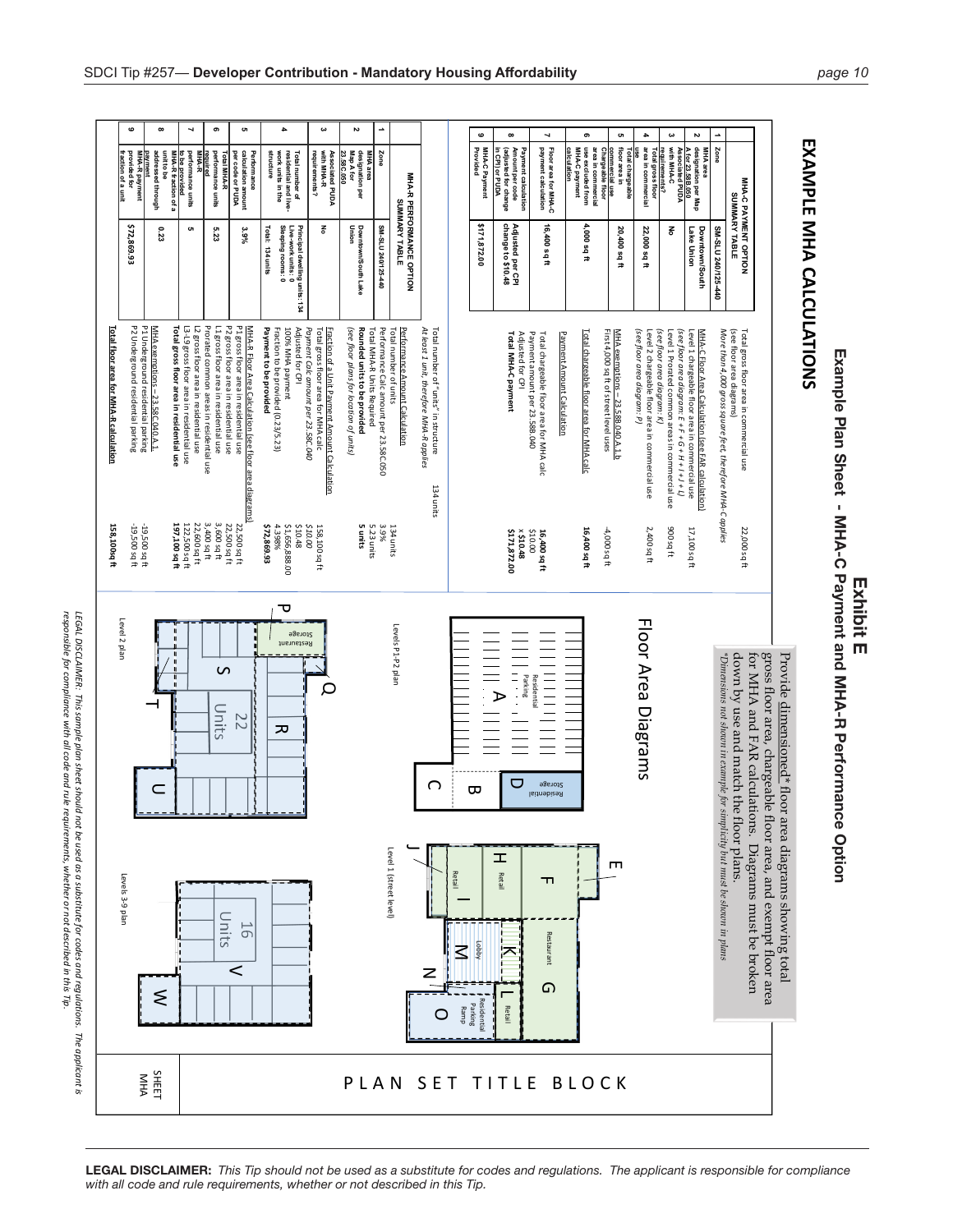# EXAMPLE MHA CALCULATIONS

## Exhibit E

### Example Plan Sheet - MHA-C Payment and MHA-R Performance Option

| | MHA-C PAYMENT OPTION SUMMARY TABLE | |
|---|---|---|
| 1 | Zone | SM-SLU 240/125-440 |
| 2 | MHA area designation per Map A for 23.58B.050 | Downtown/South Lake Union |
| 3 | Associated PUDA with MHA-C requirements? | No |
| 4 | Total gross floor area in commercial use | 22,000 sq ft |
| 5 | Total chargeable floor area in commercial use | 20,400 sq ft |
| 6 | Chargeable floor area in commercial use excluded from MHA-C payment calculation | 4,000 sq ft |
| 7 | Floor area for MHA-C payment calculation | 16,400 sq ft |
| 8 | Payment calculation amount per code or PUDA | Adjusted per CPI change to $10.48 |
| 9 | MHA-C Payment Provided | $171,872.00 |

| | |
|---|---|
| Total gross floor area in commercial use (see floor area diagrams) | 22,000 sq ft |
| *More than 4,000 gross square feet, therefore MHA-C applies* | |
| MHA-C Floor Area Calculation (see FAR calculation) | |
| Level 1 chargeable floor area in commercial use *(see floor area diagram: E + F + G + H + I + J + L)* | 17,100 sq ft |
| Level 1 Prorated common areas in commercial use *(see floor area diagram: K)* | 900 sq ft |
| Level 2 chargeable floor area in commercial use *(see floor area diagram: P)* | 2,400 sq ft |
| MHA exemptions – 23.58B.040.A.1.b | |
| First 4,000 sq ft of street level uses | -4,000 sq ft |
| Total chargeable floor area for MHA calc | 16,400 sq ft |
| Payment Amount Calculation | |
| Total chargeable floor area for MHA calc | 16,400 sq ft |
| Payment amount per 23.58B.040 | $10.00 |
| Adjusted for CPI | x $10.48 |
| **Total MHA-C payment** | **$171,872.00** |

| | MHA-R PERFORMANCE OPTION SUMMARY TABLE | |
|---|---|---|
| 1 | Zone | SM-SLU 240/125-440 |
| 2 | MHA area designation per Map A for 23.58C.050 | Downtown/South Lake Union |
| 3 | Associated PUDA with MHA-R requirements? | No |
| 4 | Total number of residential and live-work units in the structure | Principal dwelling units: 134; Live-work units: 0; Sleeping rooms: 0; Total: 134 units |
| 5 | Performance calculation amount per code or PUDA | 3.9% |
| 6 | Total MHA-R performance units required | 5.23 |
| 7 | MHA-R performance units to be provided | 5 |
| 8 | MHA-R fraction of a unit to be addressed through payment | 0.23 |
| 9 | MHA-R payment provided for fraction of a unit | $72,869.93 |

| | |
|---|---|
| Total number of "units" in structure | 134 units |
| *At least 1 unit, therefore MHA-R applies* | |
| Performance Amount Calculation | |
| Total number of units | 134 units |
| Performance Calc amount per 23.58C.050 | 3.9% |
| Total MHA-R Units Required | 5.23 units |
| **Rounded units to be provided** *(see floor plans for location of units)* | **5 units** |
| Fraction of a Unit Payment Amount Calculation | |
| Total gross floor area for MHA calc | 158,100 sq ft |
| *Payment Calc amount per 23.58C.040* | $10.00 |
| Adjusted for CPI | $10.48 |
| 100% MHA payment | $1,656,888.00 |
| Fraction to be provided (0.23/5.23) | 4.398% |
| **Payment to be provided** | **$72,869.93** |
| MHA-R Floor Area Calculation (see floor area diagrams) | |
| P1 gross floor area in residential use | 22,500 sq ft |
| P2 gross floor area in residential use | 22,500 sq ft |
| L1 gross floor area in residential use | 3,600 sq ft |
| Prorated common areas in residential use | 3,400 sq ft |
| L2 gross floor area in residential use | 22,600 sq ft |
| L3-L9 gross floor area in residential use | 122,500 sq ft |
| **Total gross floor area in residential use** | **197,100 sq ft** |
| MHA exemptions – 23.58C.040.A.1 | |
| P1 Underground residential parking | -19,500 sq ft |
| P2 Underground residential parking | -19,500 sq ft |
| **Total floor area for MHA-R calculation** | **158,100sq ft** |

Provide dimensioned* floor area diagrams showing total gross floor area, chargeable floor area, and exempt floor area for MHA and FAR calculations. Diagrams must be broken down by use and match the floor plans.

*\*Dimensions not shown in example for simplicity but must be shown in plans*

## Floor Area Diagrams

Levels P1-P2 plan: A – Residential Parking; B; C; D – Residential Storage

Level 1 (street level): E; F; G – Restaurant; H – Retail; I – Retail; J; K; L – Retail; M – Lobby; N; O – Residential Parking Ramp

Level 2 plan: P – Restaurant Storage; Q; R – 22 Units; S; T; U

Levels 3-9 plan: 16 Units; V; W

PLAN SET TITLE BLOCK

SHEET MHA

*LEGAL DISCLAIMER: This sample plan sheet should not be used as a substitute for codes and regulations. The applicant is responsible for compliance with all code and rule requirements, whether or not described in this Tip.*

**LEGAL DISCLAIMER:** *This Tip should not be used as a substitute for codes and regulations. The applicant is responsible for compliance with all code and rule requirements, whether or not described in this Tip.*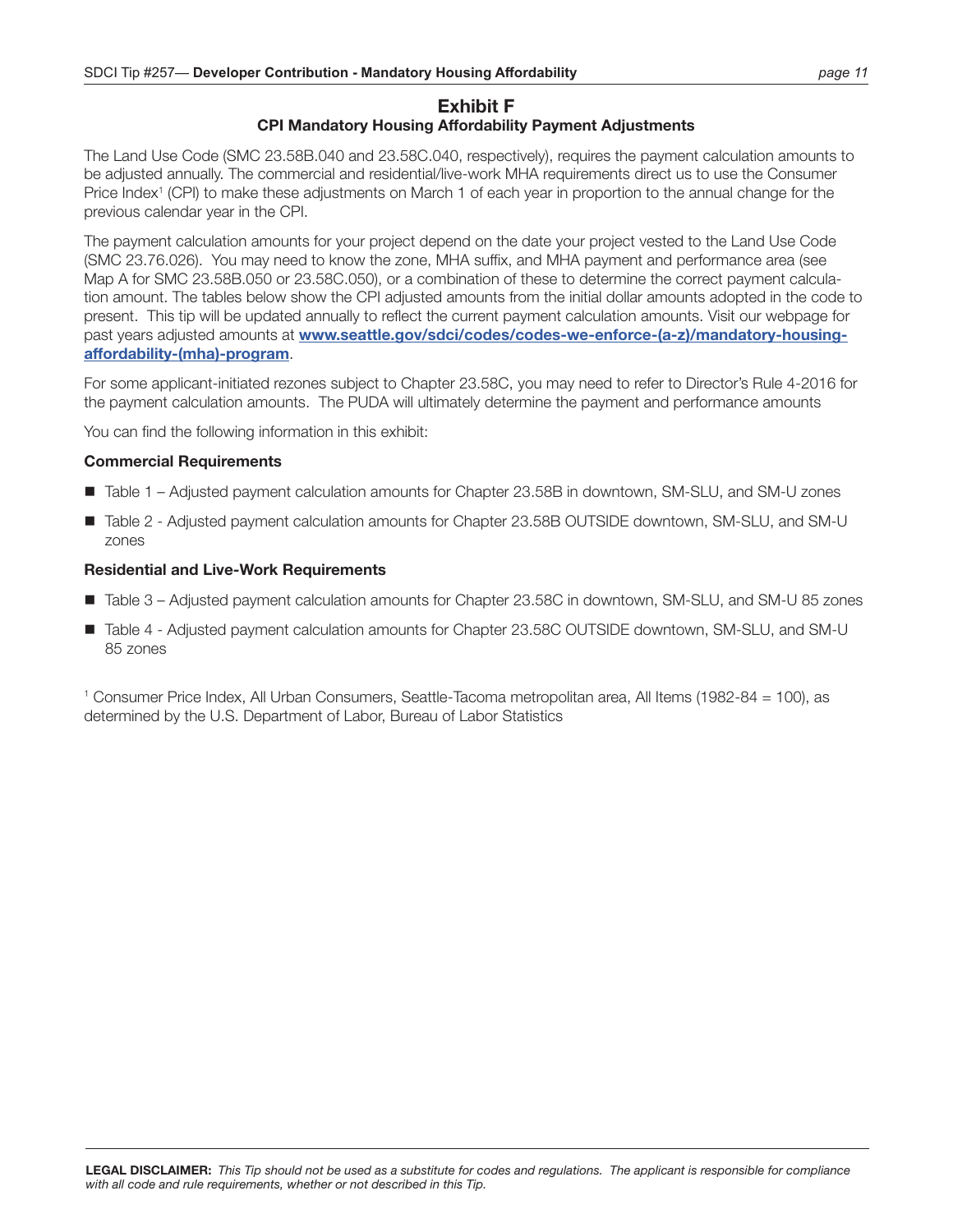## Exhibit F

### CPI Mandatory Housing Affordability Payment Adjustments

The Land Use Code (SMC 23.58B.040 and 23.58C.040, respectively), requires the payment calculation amounts to be adjusted annually. The commercial and residential/live-work MHA requirements direct us to use the Consumer Price Index[1] (CPI) to make these adjustments on March 1 of each year in proportion to the annual change for the previous calendar year in the CPI.

The payment calculation amounts for your project depend on the date your project vested to the Land Use Code (SMC 23.76.026). You may need to know the zone, MHA suffix, and MHA payment and performance area (see Map A for SMC 23.58B.050 or 23.58C.050), or a combination of these to determine the correct payment calculation amount. The tables below show the CPI adjusted amounts from the initial dollar amounts adopted in the code to present. This tip will be updated annually to reflect the current payment calculation amounts. Visit our webpage for past years adjusted amounts at **www.seattle.gov/sdci/codes/codes-we-enforce-(a-z)/mandatory-housing-affordability-(mha)-program**.

For some applicant-initiated rezones subject to Chapter 23.58C, you may need to refer to Director's Rule 4-2016 for the payment calculation amounts. The PUDA will ultimately determine the payment and performance amounts

You can find the following information in this exhibit:

**Commercial Requirements**

- Table 1 – Adjusted payment calculation amounts for Chapter 23.58B in downtown, SM-SLU, and SM-U zones
- Table 2 - Adjusted payment calculation amounts for Chapter 23.58B OUTSIDE downtown, SM-SLU, and SM-U zones

**Residential and Live-Work Requirements**

- Table 3 – Adjusted payment calculation amounts for Chapter 23.58C in downtown, SM-SLU, and SM-U 85 zones
- Table 4 - Adjusted payment calculation amounts for Chapter 23.58C OUTSIDE downtown, SM-SLU, and SM-U 85 zones

[1] Consumer Price Index, All Urban Consumers, Seattle-Tacoma metropolitan area, All Items (1982-84 = 100), as determined by the U.S. Department of Labor, Bureau of Labor Statistics

**LEGAL DISCLAIMER:** *This Tip should not be used as a substitute for codes and regulations. The applicant is responsible for compliance with all code and rule requirements, whether or not described in this Tip.*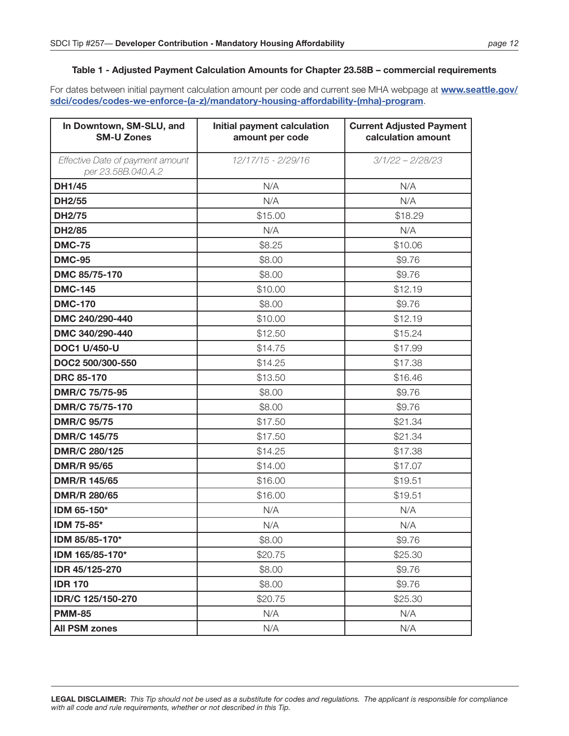### Table 1 - Adjusted Payment Calculation Amounts for Chapter 23.58B – commercial requirements

For dates between initial payment calculation amount per code and current see MHA webpage at **[www.seattle.gov/sdci/codes/codes-we-enforce-(a-z)/mandatory-housing-affordability-(mha)-program](www.seattle.gov/sdci/codes/codes-we-enforce-(a-z)/mandatory-housing-affordability-(mha)-program)**.

| In Downtown, SM-SLU, and SM-U Zones | Initial payment calculation amount per code | Current Adjusted Payment calculation amount |
|---|---|---|
| *Effective Date of payment amount per 23.58B.040.A.2* | *12/17/15 - 2/29/16* | *3/1/22 – 2/28/23* |
| **DH1/45** | N/A | N/A |
| **DH2/55** | N/A | N/A |
| **DH2/75** | $15.00 | $18.29 |
| **DH2/85** | N/A | N/A |
| **DMC-75** | $8.25 | $10.06 |
| **DMC-95** | $8.00 | $9.76 |
| **DMC 85/75-170** | $8.00 | $9.76 |
| **DMC-145** | $10.00 | $12.19 |
| **DMC-170** | $8.00 | $9.76 |
| **DMC 240/290-440** | $10.00 | $12.19 |
| **DMC 340/290-440** | $12.50 | $15.24 |
| **DOC1 U/450-U** | $14.75 | $17.99 |
| **DOC2 500/300-550** | $14.25 | $17.38 |
| **DRC 85-170** | $13.50 | $16.46 |
| **DMR/C 75/75-95** | $8.00 | $9.76 |
| **DMR/C 75/75-170** | $8.00 | $9.76 |
| **DMR/C 95/75** | $17.50 | $21.34 |
| **DMR/C 145/75** | $17.50 | $21.34 |
| **DMR/C 280/125** | $14.25 | $17.38 |
| **DMR/R 95/65** | $14.00 | $17.07 |
| **DMR/R 145/65** | $16.00 | $19.51 |
| **DMR/R 280/65** | $16.00 | $19.51 |
| **IDM 65-150*** | N/A | N/A |
| **IDM 75-85*** | N/A | N/A |
| **IDM 85/85-170*** | $8.00 | $9.76 |
| **IDM 165/85-170*** | $20.75 | $25.30 |
| **IDR 45/125-270** | $8.00 | $9.76 |
| **IDR 170** | $8.00 | $9.76 |
| **IDR/C 125/150-270** | $20.75 | $25.30 |
| **PMM-85** | N/A | N/A |
| **All PSM zones** | N/A | N/A |

**LEGAL DISCLAIMER:** *This Tip should not be used as a substitute for codes and regulations. The applicant is responsible for compliance with all code and rule requirements, whether or not described in this Tip.*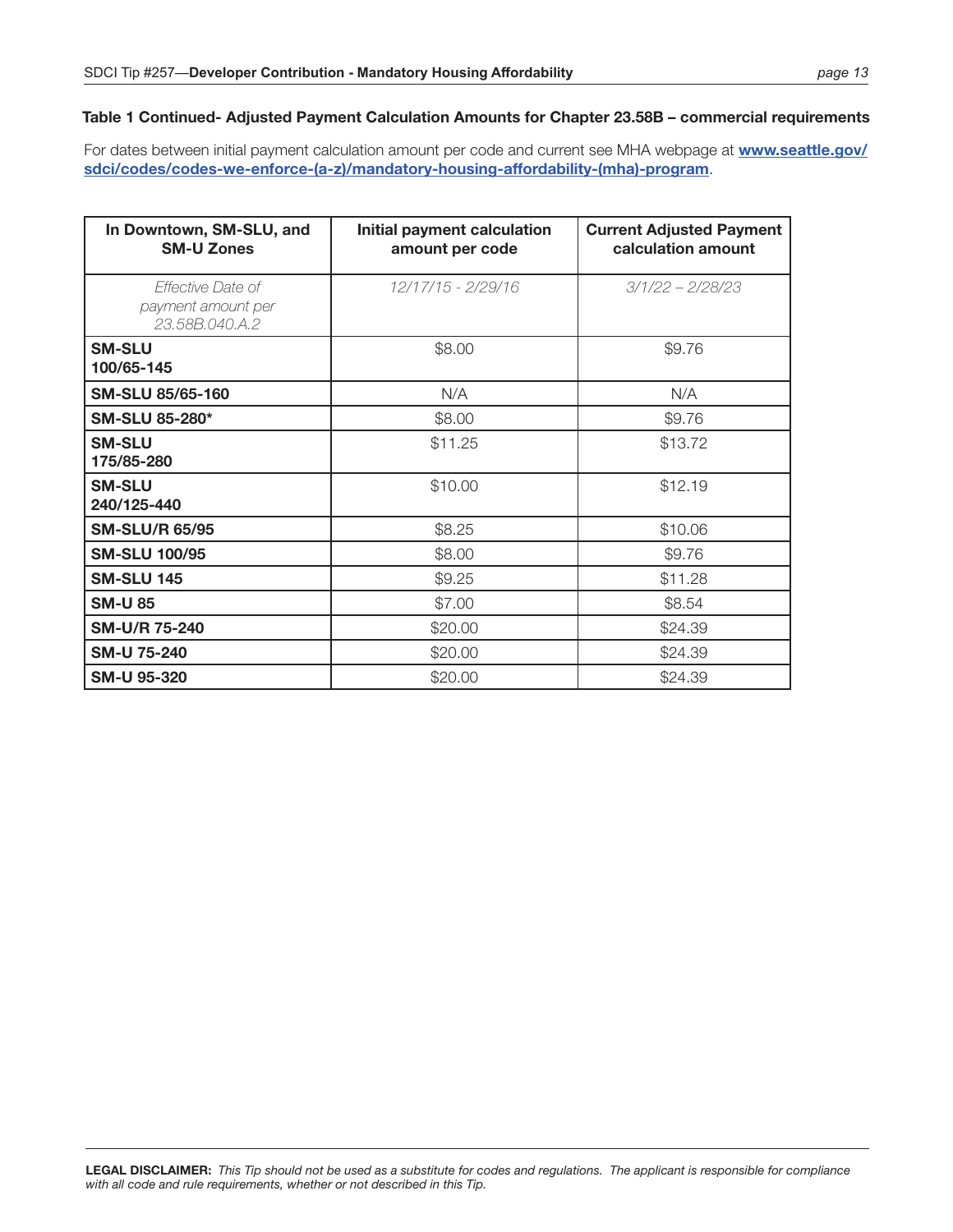**Table 1 Continued- Adjusted Payment Calculation Amounts for Chapter 23.58B – commercial requirements**

For dates between initial payment calculation amount per code and current see MHA webpage at **[www.seattle.gov/sdci/codes/codes-we-enforce-(a-z)/mandatory-housing-affordability-(mha)-program](www.seattle.gov/sdci/codes/codes-we-enforce-(a-z)/mandatory-housing-affordability-(mha)-program)**.

| In Downtown, SM-SLU, and SM-U Zones | Initial payment calculation amount per code | Current Adjusted Payment calculation amount |
|---|---|---|
| *Effective Date of payment amount per 23.58B.040.A.2* | *12/17/15 - 2/29/16* | *3/1/22 – 2/28/23* |
| **SM-SLU 100/65-145** | $8.00 | $9.76 |
| **SM-SLU 85/65-160** | N/A | N/A |
| **SM-SLU 85-280*** | $8.00 | $9.76 |
| **SM-SLU 175/85-280** | $11.25 | $13.72 |
| **SM-SLU 240/125-440** | $10.00 | $12.19 |
| **SM-SLU/R 65/95** | $8.25 | $10.06 |
| **SM-SLU 100/95** | $8.00 | $9.76 |
| **SM-SLU 145** | $9.25 | $11.28 |
| **SM-U 85** | $7.00 | $8.54 |
| **SM-U/R 75-240** | $20.00 | $24.39 |
| **SM-U 75-240** | $20.00 | $24.39 |
| **SM-U 95-320** | $20.00 | $24.39 |

**LEGAL DISCLAIMER:** *This Tip should not be used as a substitute for codes and regulations. The applicant is responsible for compliance with all code and rule requirements, whether or not described in this Tip.*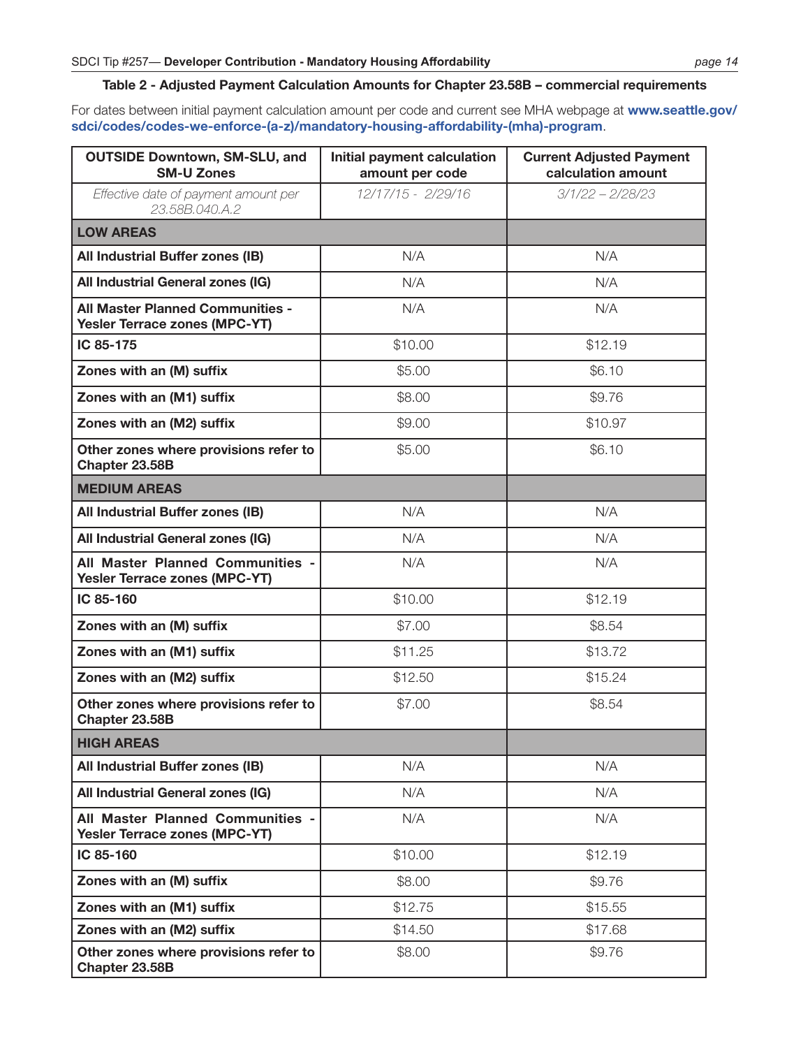**Table 2 - Adjusted Payment Calculation Amounts for Chapter 23.58B – commercial requirements**

For dates between initial payment calculation amount per code and current see MHA webpage at **www.seattle.gov/sdci/codes/codes-we-enforce-(a-z)/mandatory-housing-affordability-(mha)-program**.

| OUTSIDE Downtown, SM-SLU, and SM-U Zones | Initial payment calculation amount per code | Current Adjusted Payment calculation amount |
|---|---|---|
| *Effective date of payment amount per 23.58B.040.A.2* | *12/17/15 - 2/29/16* | *3/1/22 – 2/28/23* |
| **LOW AREAS** | | |
| **All Industrial Buffer zones (IB)** | N/A | N/A |
| **All Industrial General zones (IG)** | N/A | N/A |
| **All Master Planned Communities - Yesler Terrace zones (MPC-YT)** | N/A | N/A |
| **IC 85-175** | $10.00 | $12.19 |
| **Zones with an (M) suffix** | $5.00 | $6.10 |
| **Zones with an (M1) suffix** | $8.00 | $9.76 |
| **Zones with an (M2) suffix** | $9.00 | $10.97 |
| **Other zones where provisions refer to Chapter 23.58B** | $5.00 | $6.10 |
| **MEDIUM AREAS** | | |
| **All Industrial Buffer zones (IB)** | N/A | N/A |
| **All Industrial General zones (IG)** | N/A | N/A |
| **All Master Planned Communities - Yesler Terrace zones (MPC-YT)** | N/A | N/A |
| **IC 85-160** | $10.00 | $12.19 |
| **Zones with an (M) suffix** | $7.00 | $8.54 |
| **Zones with an (M1) suffix** | $11.25 | $13.72 |
| **Zones with an (M2) suffix** | $12.50 | $15.24 |
| **Other zones where provisions refer to Chapter 23.58B** | $7.00 | $8.54 |
| **HIGH AREAS** | | |
| **All Industrial Buffer zones (IB)** | N/A | N/A |
| **All Industrial General zones (IG)** | N/A | N/A |
| **All Master Planned Communities - Yesler Terrace zones (MPC-YT)** | N/A | N/A |
| **IC 85-160** | $10.00 | $12.19 |
| **Zones with an (M) suffix** | $8.00 | $9.76 |
| **Zones with an (M1) suffix** | $12.75 | $15.55 |
| **Zones with an (M2) suffix** | $14.50 | $17.68 |
| **Other zones where provisions refer to Chapter 23.58B** | $8.00 | $9.76 |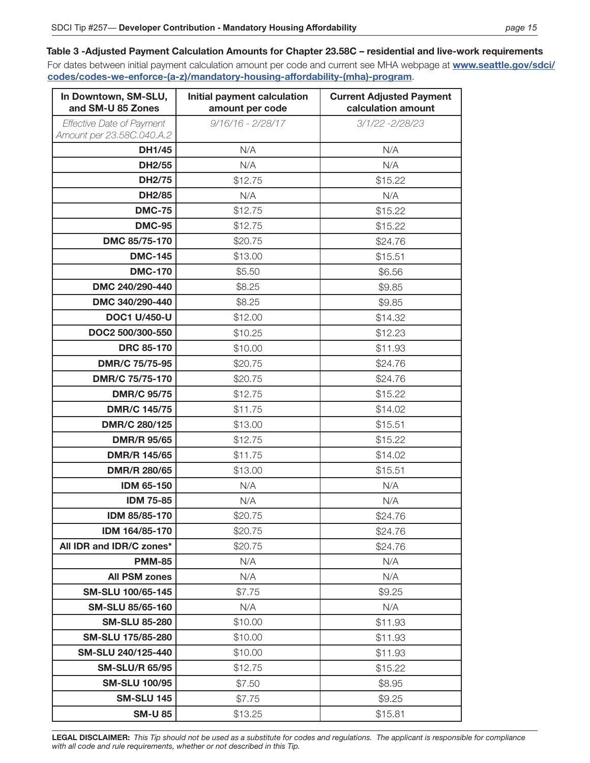**Table 3 -Adjusted Payment Calculation Amounts for Chapter 23.58C – residential and live-work requirements**

For dates between initial payment calculation amount per code and current see MHA webpage at **[www.seattle.gov/sdci/codes/codes-we-enforce-(a-z)/mandatory-housing-affordability-(mha)-program](www.seattle.gov/sdci/codes/codes-we-enforce-(a-z)/mandatory-housing-affordability-(mha)-program)**.

| In Downtown, SM-SLU, and SM-U 85 Zones | Initial payment calculation amount per code | Current Adjusted Payment calculation amount |
|---|---|---|
| *Effective Date of Payment Amount per 23.58C.040.A.2* | *9/16/16 - 2/28/17* | *3/1/22 -2/28/23* |
| **DH1/45** | N/A | N/A |
| **DH2/55** | N/A | N/A |
| **DH2/75** | $12.75 | $15.22 |
| **DH2/85** | N/A | N/A |
| **DMC-75** | $12.75 | $15.22 |
| **DMC-95** | $12.75 | $15.22 |
| **DMC 85/75-170** | $20.75 | $24.76 |
| **DMC-145** | $13.00 | $15.51 |
| **DMC-170** | $5.50 | $6.56 |
| **DMC 240/290-440** | $8.25 | $9.85 |
| **DMC 340/290-440** | $8.25 | $9.85 |
| **DOC1 U/450-U** | $12.00 | $14.32 |
| **DOC2 500/300-550** | $10.25 | $12.23 |
| **DRC 85-170** | $10.00 | $11.93 |
| **DMR/C 75/75-95** | $20.75 | $24.76 |
| **DMR/C 75/75-170** | $20.75 | $24.76 |
| **DMR/C 95/75** | $12.75 | $15.22 |
| **DMR/C 145/75** | $11.75 | $14.02 |
| **DMR/C 280/125** | $13.00 | $15.51 |
| **DMR/R 95/65** | $12.75 | $15.22 |
| **DMR/R 145/65** | $11.75 | $14.02 |
| **DMR/R 280/65** | $13.00 | $15.51 |
| **IDM 65-150** | N/A | N/A |
| **IDM 75-85** | N/A | N/A |
| **IDM 85/85-170** | $20.75 | $24.76 |
| **IDM 164/85-170** | $20.75 | $24.76 |
| **All IDR and IDR/C zones*** | $20.75 | $24.76 |
| **PMM-85** | N/A | N/A |
| **All PSM zones** | N/A | N/A |
| **SM-SLU 100/65-145** | $7.75 | $9.25 |
| **SM-SLU 85/65-160** | N/A | N/A |
| **SM-SLU 85-280** | $10.00 | $11.93 |
| **SM-SLU 175/85-280** | $10.00 | $11.93 |
| **SM-SLU 240/125-440** | $10.00 | $11.93 |
| **SM-SLU/R 65/95** | $12.75 | $15.22 |
| **SM-SLU 100/95** | $7.50 | $8.95 |
| **SM-SLU 145** | $7.75 | $9.25 |
| **SM-U 85** | $13.25 | $15.81 |

**LEGAL DISCLAIMER:** *This Tip should not be used as a substitute for codes and regulations. The applicant is responsible for compliance with all code and rule requirements, whether or not described in this Tip.*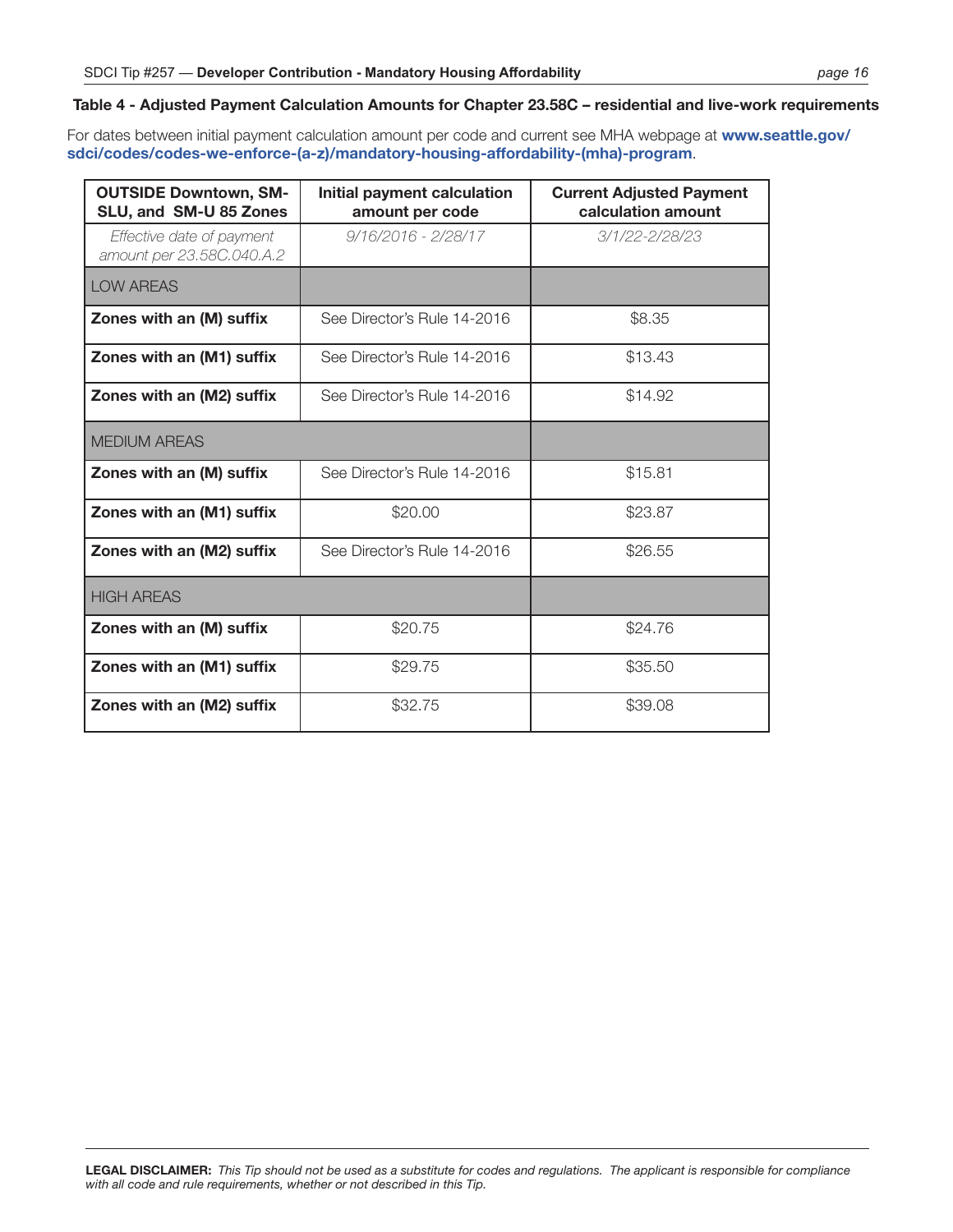### Table 4 - Adjusted Payment Calculation Amounts for Chapter 23.58C – residential and live-work requirements

For dates between initial payment calculation amount per code and current see MHA webpage at **www.seattle.gov/sdci/codes/codes-we-enforce-(a-z)/mandatory-housing-affordability-(mha)-program**.

| OUTSIDE Downtown, SM-SLU, and SM-U 85 Zones | Initial payment calculation amount per code | Current Adjusted Payment calculation amount |
|---|---|---|
| *Effective date of payment amount per 23.58C.040.A.2* | *9/16/2016 - 2/28/17* | *3/1/22-2/28/23* |
| LOW AREAS | | |
| **Zones with an (M) suffix** | See Director's Rule 14-2016 | $8.35 |
| **Zones with an (M1) suffix** | See Director's Rule 14-2016 | $13.43 |
| **Zones with an (M2) suffix** | See Director's Rule 14-2016 | $14.92 |
| MEDIUM AREAS | | |
| **Zones with an (M) suffix** | See Director's Rule 14-2016 | $15.81 |
| **Zones with an (M1) suffix** | $20.00 | $23.87 |
| **Zones with an (M2) suffix** | See Director's Rule 14-2016 | $26.55 |
| HIGH AREAS | | |
| **Zones with an (M) suffix** | $20.75 | $24.76 |
| **Zones with an (M1) suffix** | $29.75 | $35.50 |
| **Zones with an (M2) suffix** | $32.75 | $39.08 |

**LEGAL DISCLAIMER:** *This Tip should not be used as a substitute for codes and regulations. The applicant is responsible for compliance with all code and rule requirements, whether or not described in this Tip.*